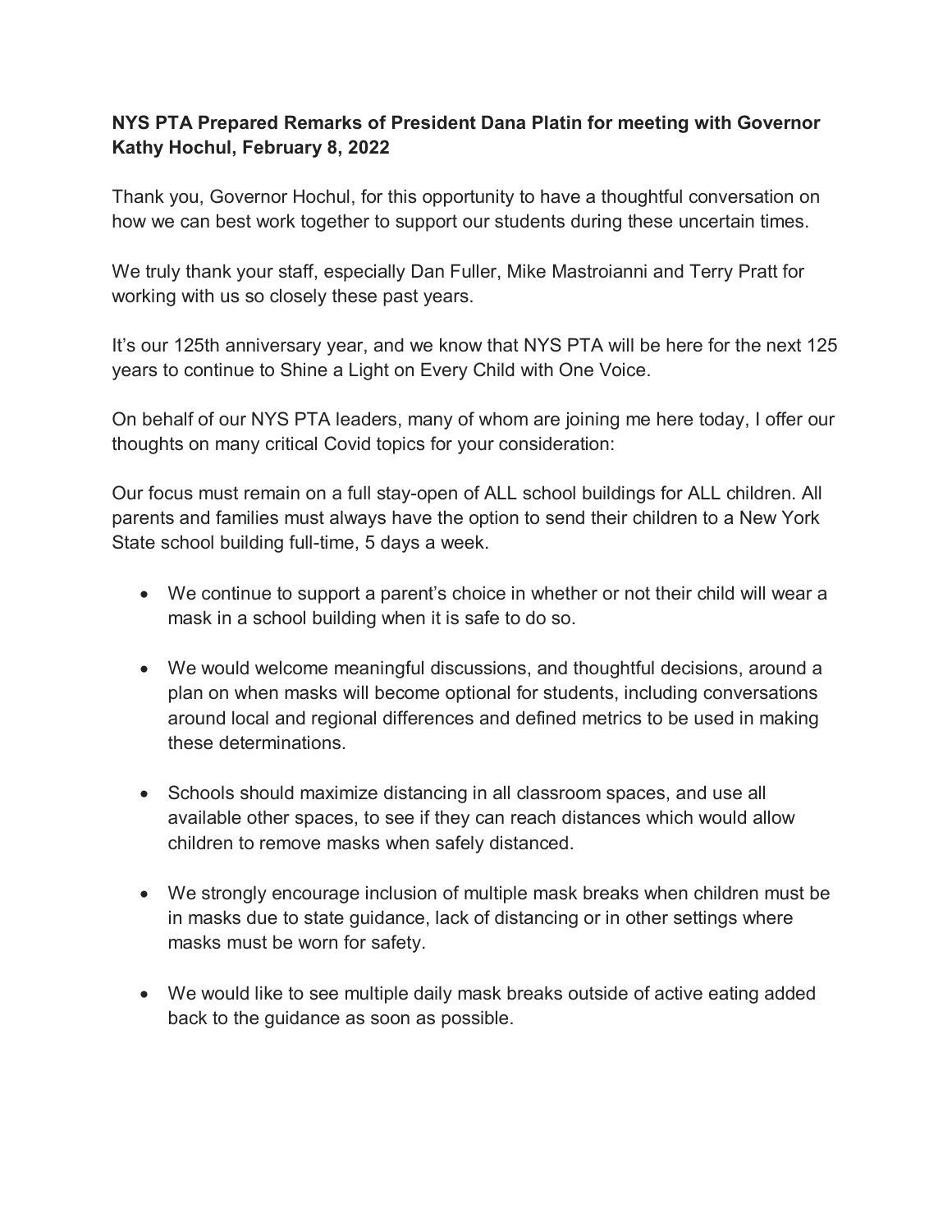**NYS PTA Prepared Remarks of President Dana Platin for meeting with Governor Kathy Hochul, February 8, 2022**

Thank you, Governor Hochul, for this opportunity to have a thoughtful conversation on how we can best work together to support our students during these uncertain times.

We truly thank your staff, especially Dan Fuller, Mike Mastroianni and Terry Pratt for working with us so closely these past years.

It's our 125th anniversary year, and we know that NYS PTA will be here for the next 125 years to continue to Shine a Light on Every Child with One Voice.

On behalf of our NYS PTA leaders, many of whom are joining me here today, I offer our thoughts on many critical Covid topics for your consideration:

Our focus must remain on a full stay-open of ALL school buildings for ALL children. All parents and families must always have the option to send their children to a New York State school building full-time, 5 days a week.

- We continue to support a parent's choice in whether or not their child will wear a mask in a school building when it is safe to do so.
- We would welcome meaningful discussions, and thoughtful decisions, around a plan on when masks will become optional for students, including conversations around local and regional differences and defined metrics to be used in making these determinations.
- Schools should maximize distancing in all classroom spaces, and use all available other spaces, to see if they can reach distances which would allow children to remove masks when safely distanced.
- We strongly encourage inclusion of multiple mask breaks when children must be in masks due to state guidance, lack of distancing or in other settings where masks must be worn for safety.
- We would like to see multiple daily mask breaks outside of active eating added back to the guidance as soon as possible.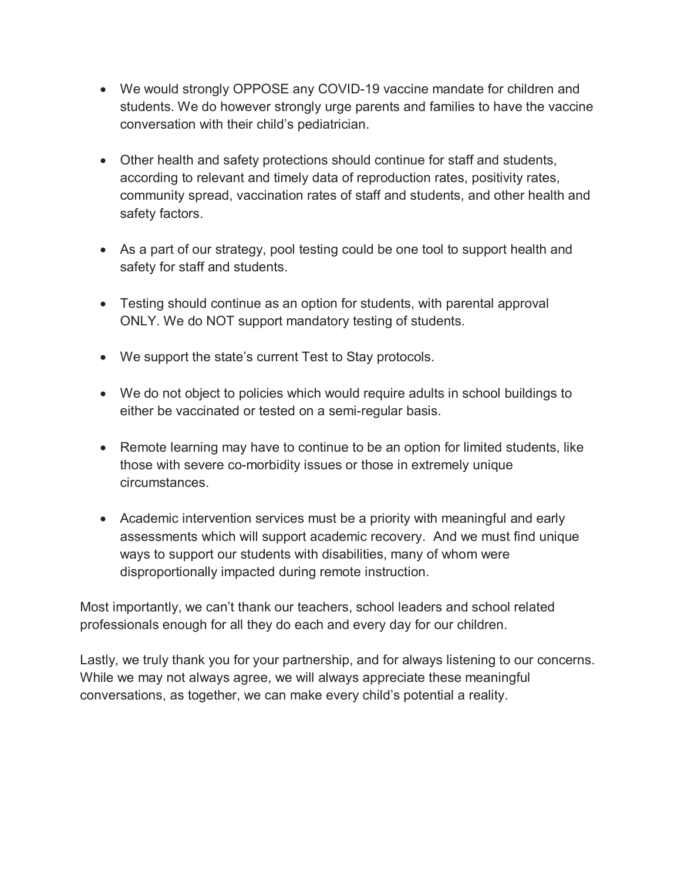- We would strongly OPPOSE any COVID-19 vaccine mandate for children and students. We do however strongly urge parents and families to have the vaccine conversation with their child's pediatrician.

- Other health and safety protections should continue for staff and students, according to relevant and timely data of reproduction rates, positivity rates, community spread, vaccination rates of staff and students, and other health and safety factors.

- As a part of our strategy, pool testing could be one tool to support health and safety for staff and students.

- Testing should continue as an option for students, with parental approval ONLY. We do NOT support mandatory testing of students.

- We support the state's current Test to Stay protocols.

- We do not object to policies which would require adults in school buildings to either be vaccinated or tested on a semi-regular basis.

- Remote learning may have to continue to be an option for limited students, like those with severe co-morbidity issues or those in extremely unique circumstances.

- Academic intervention services must be a priority with meaningful and early assessments which will support academic recovery. And we must find unique ways to support our students with disabilities, many of whom were disproportionally impacted during remote instruction.

Most importantly, we can't thank our teachers, school leaders and school related professionals enough for all they do each and every day for our children.

Lastly, we truly thank you for your partnership, and for always listening to our concerns. While we may not always agree, we will always appreciate these meaningful conversations, as together, we can make every child's potential a reality.